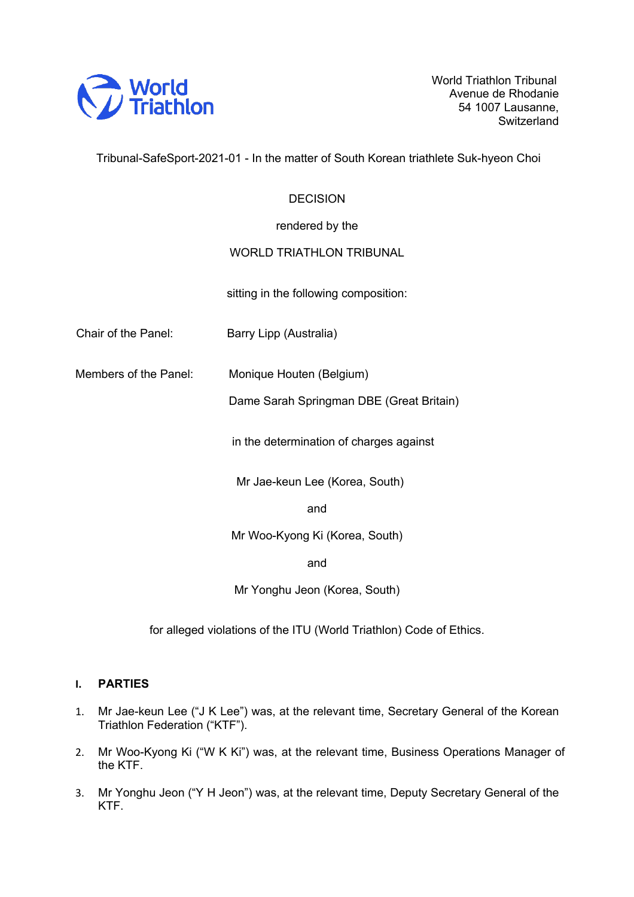World Triathlon Tribunal
Avenue de Rhodanie
54 1007 Lausanne,
Switzerland

Tribunal-SafeSport-2021-01 - In the matter of South Korean triathlete Suk-hyeon Choi

DECISION

rendered by the

WORLD TRIATHLON TRIBUNAL

sitting in the following composition:

Chair of the Panel: Barry Lipp (Australia)

Members of the Panel: Monique Houten (Belgium)

Dame Sarah Springman DBE (Great Britain)

in the determination of charges against

Mr Jae-keun Lee (Korea, South)

and

Mr Woo-Kyong Ki (Korea, South)

and

Mr Yonghu Jeon (Korea, South)

for alleged violations of the ITU (World Triathlon) Code of Ethics.

## I. PARTIES

1. Mr Jae-keun Lee ("J K Lee") was, at the relevant time, Secretary General of the Korean Triathlon Federation ("KTF").

2. Mr Woo-Kyong Ki ("W K Ki") was, at the relevant time, Business Operations Manager of the KTF.

3. Mr Yonghu Jeon ("Y H Jeon") was, at the relevant time, Deputy Secretary General of the KTF.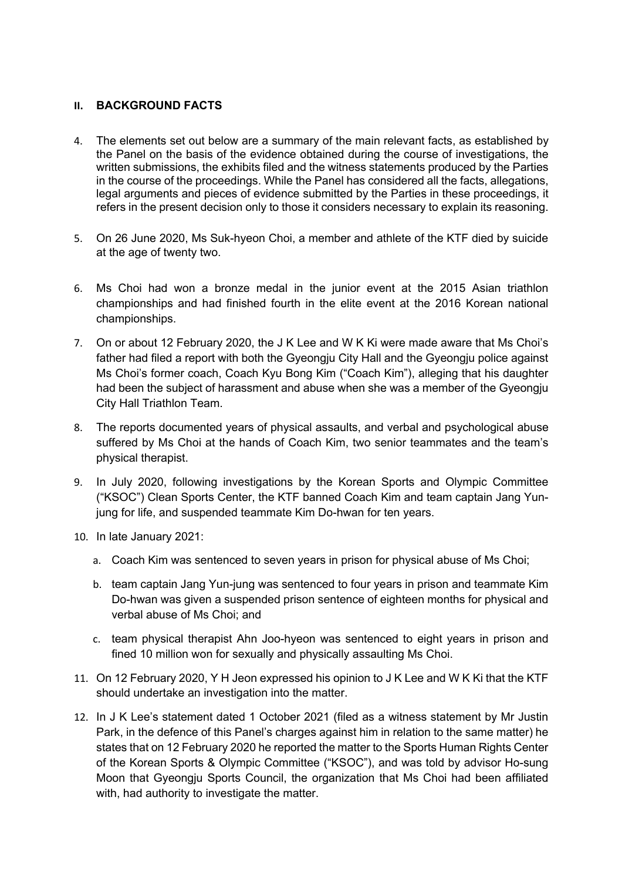## II. BACKGROUND FACTS

4. The elements set out below are a summary of the main relevant facts, as established by the Panel on the basis of the evidence obtained during the course of investigations, the written submissions, the exhibits filed and the witness statements produced by the Parties in the course of the proceedings. While the Panel has considered all the facts, allegations, legal arguments and pieces of evidence submitted by the Parties in these proceedings, it refers in the present decision only to those it considers necessary to explain its reasoning.

5. On 26 June 2020, Ms Suk-hyeon Choi, a member and athlete of the KTF died by suicide at the age of twenty two.

6. Ms Choi had won a bronze medal in the junior event at the 2015 Asian triathlon championships and had finished fourth in the elite event at the 2016 Korean national championships.

7. On or about 12 February 2020, the J K Lee and W K Ki were made aware that Ms Choi's father had filed a report with both the Gyeongju City Hall and the Gyeongju police against Ms Choi's former coach, Coach Kyu Bong Kim ("Coach Kim"), alleging that his daughter had been the subject of harassment and abuse when she was a member of the Gyeongju City Hall Triathlon Team.

8. The reports documented years of physical assaults, and verbal and psychological abuse suffered by Ms Choi at the hands of Coach Kim, two senior teammates and the team's physical therapist.

9. In July 2020, following investigations by the Korean Sports and Olympic Committee ("KSOC") Clean Sports Center, the KTF banned Coach Kim and team captain Jang Yun-jung for life, and suspended teammate Kim Do-hwan for ten years.

10. In late January 2021:

    a. Coach Kim was sentenced to seven years in prison for physical abuse of Ms Choi;

    b. team captain Jang Yun-jung was sentenced to four years in prison and teammate Kim Do-hwan was given a suspended prison sentence of eighteen months for physical and verbal abuse of Ms Choi; and

    c. team physical therapist Ahn Joo-hyeon was sentenced to eight years in prison and fined 10 million won for sexually and physically assaulting Ms Choi.

11. On 12 February 2020, Y H Jeon expressed his opinion to J K Lee and W K Ki that the KTF should undertake an investigation into the matter.

12. In J K Lee's statement dated 1 October 2021 (filed as a witness statement by Mr Justin Park, in the defence of this Panel's charges against him in relation to the same matter) he states that on 12 February 2020 he reported the matter to the Sports Human Rights Center of the Korean Sports & Olympic Committee ("KSOC"), and was told by advisor Ho-sung Moon that Gyeongju Sports Council, the organization that Ms Choi had been affiliated with, had authority to investigate the matter.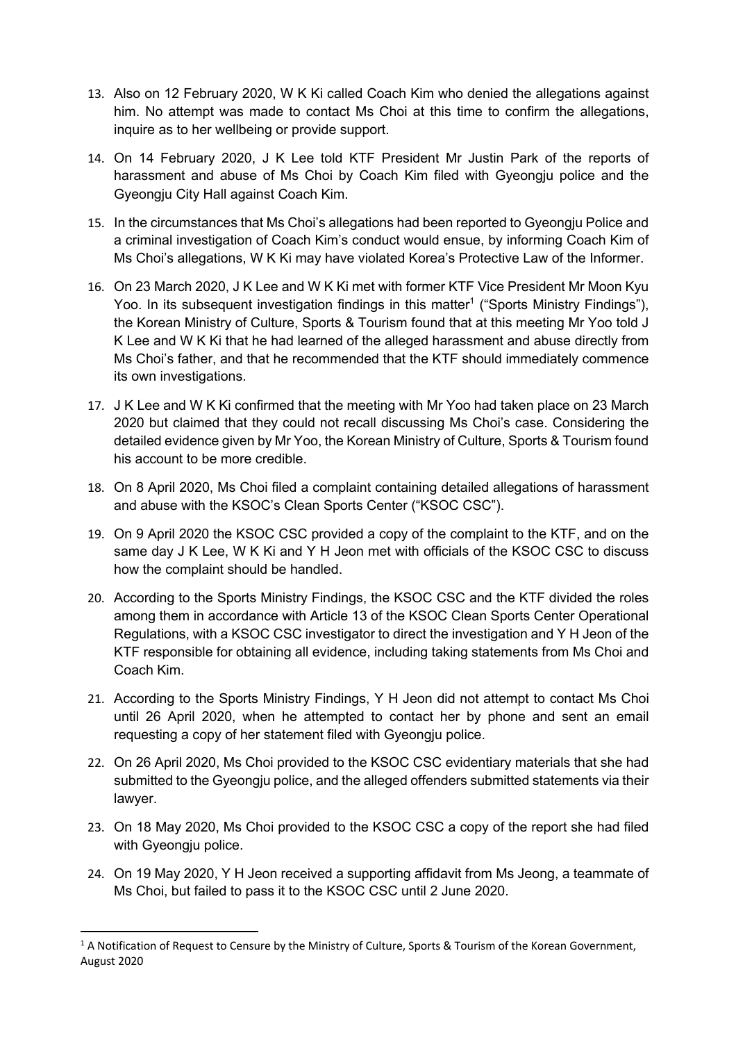13. Also on 12 February 2020, W K Ki called Coach Kim who denied the allegations against him. No attempt was made to contact Ms Choi at this time to confirm the allegations, inquire as to her wellbeing or provide support.

14. On 14 February 2020, J K Lee told KTF President Mr Justin Park of the reports of harassment and abuse of Ms Choi by Coach Kim filed with Gyeongju police and the Gyeongju City Hall against Coach Kim.

15. In the circumstances that Ms Choi's allegations had been reported to Gyeongju Police and a criminal investigation of Coach Kim's conduct would ensue, by informing Coach Kim of Ms Choi's allegations, W K Ki may have violated Korea's Protective Law of the Informer.

16. On 23 March 2020, J K Lee and W K Ki met with former KTF Vice President Mr Moon Kyu Yoo. In its subsequent investigation findings in this matter[1] ("Sports Ministry Findings"), the Korean Ministry of Culture, Sports & Tourism found that at this meeting Mr Yoo told J K Lee and W K Ki that he had learned of the alleged harassment and abuse directly from Ms Choi's father, and that he recommended that the KTF should immediately commence its own investigations.

17. J K Lee and W K Ki confirmed that the meeting with Mr Yoo had taken place on 23 March 2020 but claimed that they could not recall discussing Ms Choi's case. Considering the detailed evidence given by Mr Yoo, the Korean Ministry of Culture, Sports & Tourism found his account to be more credible.

18. On 8 April 2020, Ms Choi filed a complaint containing detailed allegations of harassment and abuse with the KSOC's Clean Sports Center ("KSOC CSC").

19. On 9 April 2020 the KSOC CSC provided a copy of the complaint to the KTF, and on the same day J K Lee, W K Ki and Y H Jeon met with officials of the KSOC CSC to discuss how the complaint should be handled.

20. According to the Sports Ministry Findings, the KSOC CSC and the KTF divided the roles among them in accordance with Article 13 of the KSOC Clean Sports Center Operational Regulations, with a KSOC CSC investigator to direct the investigation and Y H Jeon of the KTF responsible for obtaining all evidence, including taking statements from Ms Choi and Coach Kim.

21. According to the Sports Ministry Findings, Y H Jeon did not attempt to contact Ms Choi until 26 April 2020, when he attempted to contact her by phone and sent an email requesting a copy of her statement filed with Gyeongju police.

22. On 26 April 2020, Ms Choi provided to the KSOC CSC evidentiary materials that she had submitted to the Gyeongju police, and the alleged offenders submitted statements via their lawyer.

23. On 18 May 2020, Ms Choi provided to the KSOC CSC a copy of the report she had filed with Gyeongju police.

24. On 19 May 2020, Y H Jeon received a supporting affidavit from Ms Jeong, a teammate of Ms Choi, but failed to pass it to the KSOC CSC until 2 June 2020.

---

[1] A Notification of Request to Censure by the Ministry of Culture, Sports & Tourism of the Korean Government, August 2020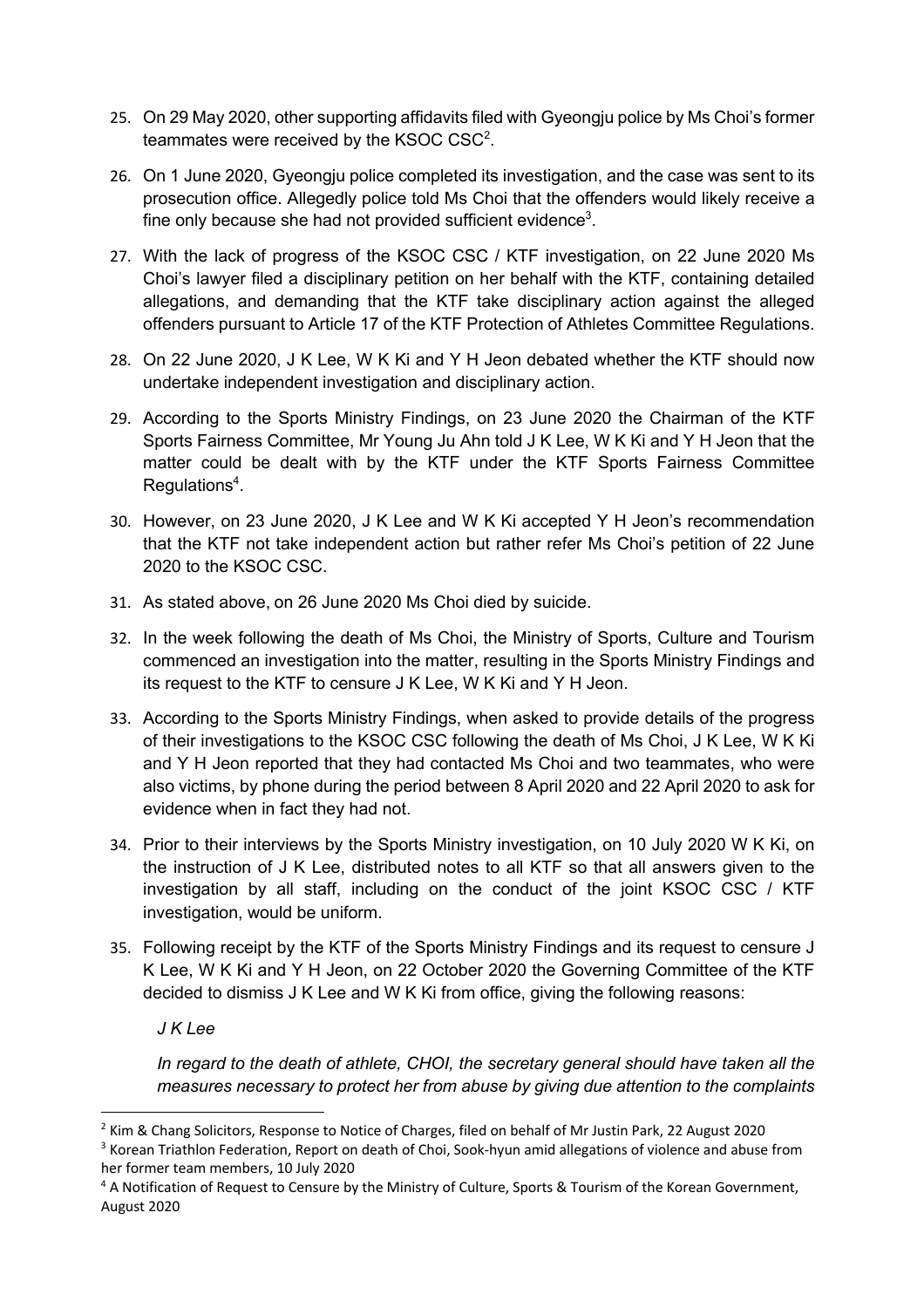25. On 29 May 2020, other supporting affidavits filed with Gyeongju police by Ms Choi's former teammates were received by the KSOC CSC[2].

26. On 1 June 2020, Gyeongju police completed its investigation, and the case was sent to its prosecution office. Allegedly police told Ms Choi that the offenders would likely receive a fine only because she had not provided sufficient evidence[3].

27. With the lack of progress of the KSOC CSC / KTF investigation, on 22 June 2020 Ms Choi's lawyer filed a disciplinary petition on her behalf with the KTF, containing detailed allegations, and demanding that the KTF take disciplinary action against the alleged offenders pursuant to Article 17 of the KTF Protection of Athletes Committee Regulations.

28. On 22 June 2020, J K Lee, W K Ki and Y H Jeon debated whether the KTF should now undertake independent investigation and disciplinary action.

29. According to the Sports Ministry Findings, on 23 June 2020 the Chairman of the KTF Sports Fairness Committee, Mr Young Ju Ahn told J K Lee, W K Ki and Y H Jeon that the matter could be dealt with by the KTF under the KTF Sports Fairness Committee Regulations[4].

30. However, on 23 June 2020, J K Lee and W K Ki accepted Y H Jeon's recommendation that the KTF not take independent action but rather refer Ms Choi's petition of 22 June 2020 to the KSOC CSC.

31. As stated above, on 26 June 2020 Ms Choi died by suicide.

32. In the week following the death of Ms Choi, the Ministry of Sports, Culture and Tourism commenced an investigation into the matter, resulting in the Sports Ministry Findings and its request to the KTF to censure J K Lee, W K Ki and Y H Jeon.

33. According to the Sports Ministry Findings, when asked to provide details of the progress of their investigations to the KSOC CSC following the death of Ms Choi, J K Lee, W K Ki and Y H Jeon reported that they had contacted Ms Choi and two teammates, who were also victims, by phone during the period between 8 April 2020 and 22 April 2020 to ask for evidence when in fact they had not.

34. Prior to their interviews by the Sports Ministry investigation, on 10 July 2020 W K Ki, on the instruction of J K Lee, distributed notes to all KTF so that all answers given to the investigation by all staff, including on the conduct of the joint KSOC CSC / KTF investigation, would be uniform.

35. Following receipt by the KTF of the Sports Ministry Findings and its request to censure J K Lee, W K Ki and Y H Jeon, on 22 October 2020 the Governing Committee of the KTF decided to dismiss J K Lee and W K Ki from office, giving the following reasons:

    *J K Lee*

    *In regard to the death of athlete, CHOI, the secretary general should have taken all the measures necessary to protect her from abuse by giving due attention to the complaints*

---

[2] Kim & Chang Solicitors, Response to Notice of Charges, filed on behalf of Mr Justin Park, 22 August 2020

[3] Korean Triathlon Federation, Report on death of Choi, Sook-hyun amid allegations of violence and abuse from her former team members, 10 July 2020

[4] A Notification of Request to Censure by the Ministry of Culture, Sports & Tourism of the Korean Government, August 2020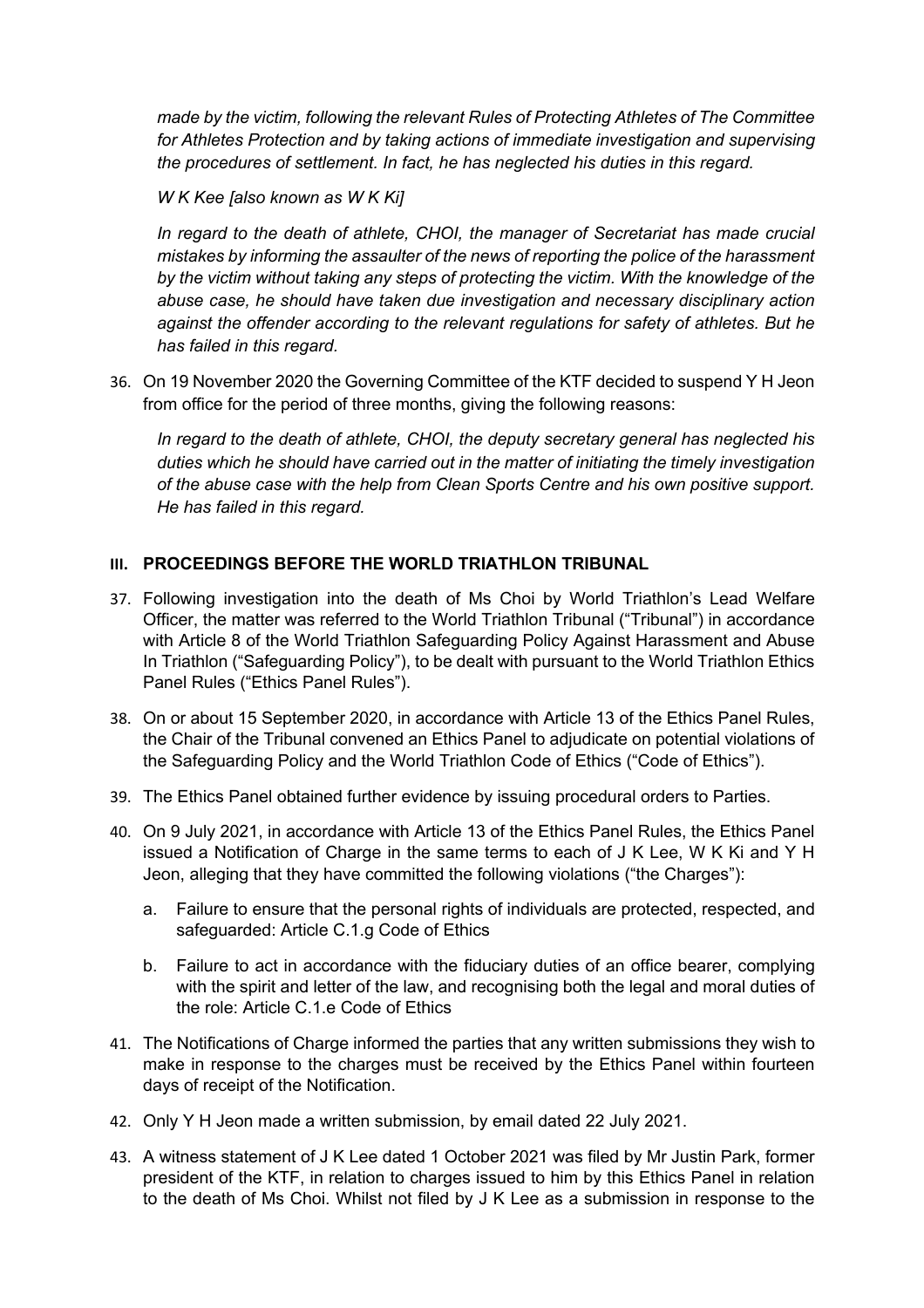*made by the victim, following the relevant Rules of Protecting Athletes of The Committee for Athletes Protection and by taking actions of immediate investigation and supervising the procedures of settlement. In fact, he has neglected his duties in this regard.*

*W K Kee [also known as W K Ki]*

*In regard to the death of athlete, CHOI, the manager of Secretariat has made crucial mistakes by informing the assaulter of the news of reporting the police of the harassment by the victim without taking any steps of protecting the victim. With the knowledge of the abuse case, he should have taken due investigation and necessary disciplinary action against the offender according to the relevant regulations for safety of athletes. But he has failed in this regard.*

36. On 19 November 2020 the Governing Committee of the KTF decided to suspend Y H Jeon from office for the period of three months, giving the following reasons:

    *In regard to the death of athlete, CHOI, the deputy secretary general has neglected his duties which he should have carried out in the matter of initiating the timely investigation of the abuse case with the help from Clean Sports Centre and his own positive support. He has failed in this regard.*

## III. PROCEEDINGS BEFORE THE WORLD TRIATHLON TRIBUNAL

37. Following investigation into the death of Ms Choi by World Triathlon's Lead Welfare Officer, the matter was referred to the World Triathlon Tribunal ("Tribunal") in accordance with Article 8 of the World Triathlon Safeguarding Policy Against Harassment and Abuse In Triathlon ("Safeguarding Policy"), to be dealt with pursuant to the World Triathlon Ethics Panel Rules ("Ethics Panel Rules").

38. On or about 15 September 2020, in accordance with Article 13 of the Ethics Panel Rules, the Chair of the Tribunal convened an Ethics Panel to adjudicate on potential violations of the Safeguarding Policy and the World Triathlon Code of Ethics ("Code of Ethics").

39. The Ethics Panel obtained further evidence by issuing procedural orders to Parties.

40. On 9 July 2021, in accordance with Article 13 of the Ethics Panel Rules, the Ethics Panel issued a Notification of Charge in the same terms to each of J K Lee, W K Ki and Y H Jeon, alleging that they have committed the following violations ("the Charges"):

    a. Failure to ensure that the personal rights of individuals are protected, respected, and safeguarded: Article C.1.g Code of Ethics

    b. Failure to act in accordance with the fiduciary duties of an office bearer, complying with the spirit and letter of the law, and recognising both the legal and moral duties of the role: Article C.1.e Code of Ethics

41. The Notifications of Charge informed the parties that any written submissions they wish to make in response to the charges must be received by the Ethics Panel within fourteen days of receipt of the Notification.

42. Only Y H Jeon made a written submission, by email dated 22 July 2021.

43. A witness statement of J K Lee dated 1 October 2021 was filed by Mr Justin Park, former president of the KTF, in relation to charges issued to him by this Ethics Panel in relation to the death of Ms Choi. Whilst not filed by J K Lee as a submission in response to the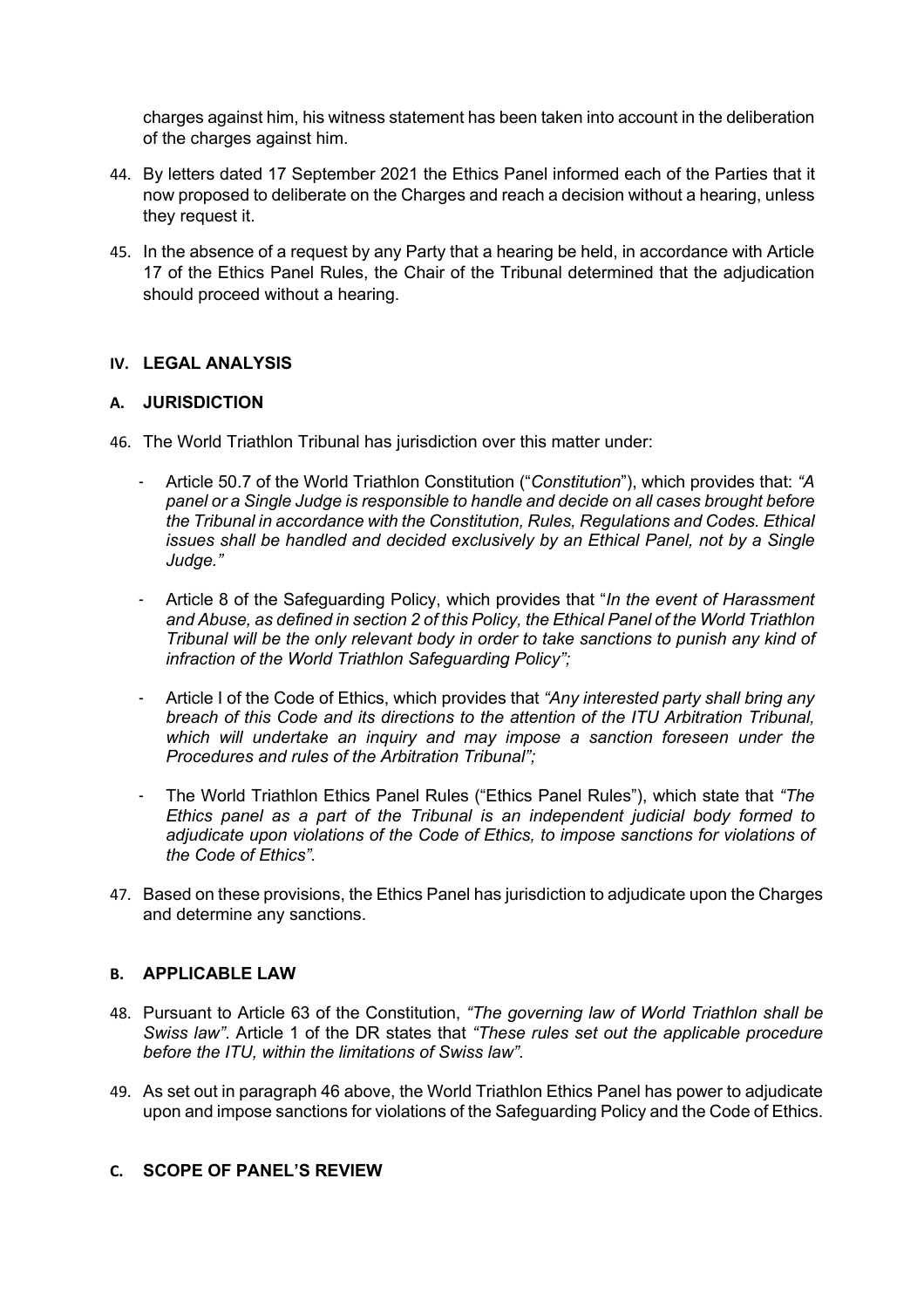charges against him, his witness statement has been taken into account in the deliberation of the charges against him.

44. By letters dated 17 September 2021 the Ethics Panel informed each of the Parties that it now proposed to deliberate on the Charges and reach a decision without a hearing, unless they request it.

45. In the absence of a request by any Party that a hearing be held, in accordance with Article 17 of the Ethics Panel Rules, the Chair of the Tribunal determined that the adjudication should proceed without a hearing.

## IV. LEGAL ANALYSIS

### A. JURISDICTION

46. The World Triathlon Tribunal has jurisdiction over this matter under:

    - Article 50.7 of the World Triathlon Constitution ("*Constitution*"), which provides that: *"A panel or a Single Judge is responsible to handle and decide on all cases brought before the Tribunal in accordance with the Constitution, Rules, Regulations and Codes. Ethical issues shall be handled and decided exclusively by an Ethical Panel, not by a Single Judge."*

    - Article 8 of the Safeguarding Policy, which provides that "*In the event of Harassment and Abuse, as defined in section 2 of this Policy, the Ethical Panel of the World Triathlon Tribunal will be the only relevant body in order to take sanctions to punish any kind of infraction of the World Triathlon Safeguarding Policy";*

    - Article I of the Code of Ethics, which provides that *"Any interested party shall bring any breach of this Code and its directions to the attention of the ITU Arbitration Tribunal, which will undertake an inquiry and may impose a sanction foreseen under the Procedures and rules of the Arbitration Tribunal";*

    - The World Triathlon Ethics Panel Rules ("Ethics Panel Rules"), which state that *"The Ethics panel as a part of the Tribunal is an independent judicial body formed to adjudicate upon violations of the Code of Ethics, to impose sanctions for violations of the Code of Ethics".*

47. Based on these provisions, the Ethics Panel has jurisdiction to adjudicate upon the Charges and determine any sanctions.

### B. APPLICABLE LAW

48. Pursuant to Article 63 of the Constitution, *"The governing law of World Triathlon shall be Swiss law"*. Article 1 of the DR states that *"These rules set out the applicable procedure before the ITU, within the limitations of Swiss law".*

49. As set out in paragraph 46 above, the World Triathlon Ethics Panel has power to adjudicate upon and impose sanctions for violations of the Safeguarding Policy and the Code of Ethics.

### C. SCOPE OF PANEL'S REVIEW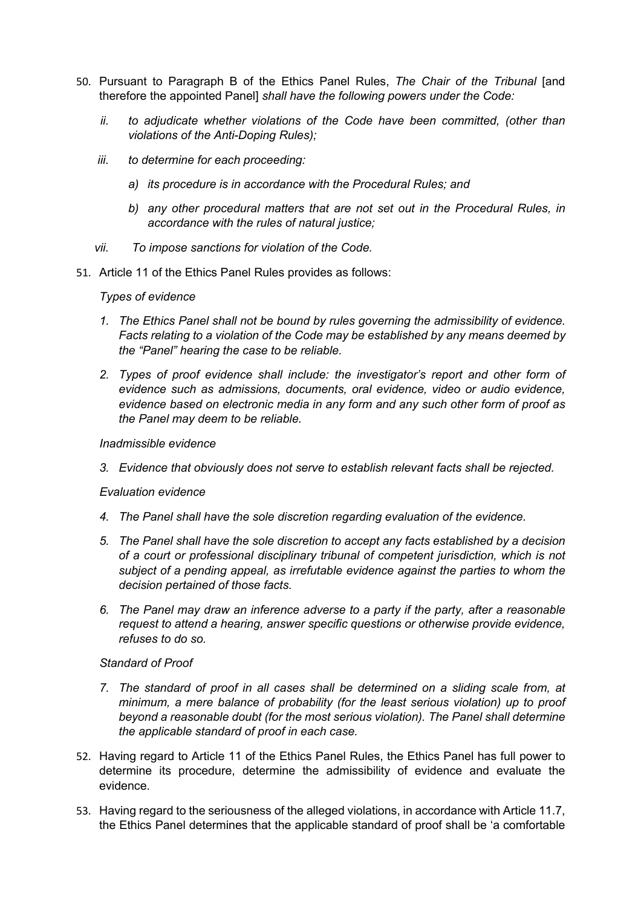50. Pursuant to Paragraph B of the Ethics Panel Rules, *The Chair of the Tribunal* [and therefore the appointed Panel] *shall have the following powers under the Code:*

    *ii. to adjudicate whether violations of the Code have been committed, (other than violations of the Anti-Doping Rules);*

    *iii. to determine for each proceeding:*

    *a) its procedure is in accordance with the Procedural Rules; and*

    *b) any other procedural matters that are not set out in the Procedural Rules, in accordance with the rules of natural justice;*

    *vii. To impose sanctions for violation of the Code.*

51. Article 11 of the Ethics Panel Rules provides as follows:

    *Types of evidence*

    *1. The Ethics Panel shall not be bound by rules governing the admissibility of evidence. Facts relating to a violation of the Code may be established by any means deemed by the "Panel" hearing the case to be reliable.*

    *2. Types of proof evidence shall include: the investigator's report and other form of evidence such as admissions, documents, oral evidence, video or audio evidence, evidence based on electronic media in any form and any such other form of proof as the Panel may deem to be reliable.*

    *Inadmissible evidence*

    *3. Evidence that obviously does not serve to establish relevant facts shall be rejected.*

    *Evaluation evidence*

    *4. The Panel shall have the sole discretion regarding evaluation of the evidence.*

    *5. The Panel shall have the sole discretion to accept any facts established by a decision of a court or professional disciplinary tribunal of competent jurisdiction, which is not subject of a pending appeal, as irrefutable evidence against the parties to whom the decision pertained of those facts.*

    *6. The Panel may draw an inference adverse to a party if the party, after a reasonable request to attend a hearing, answer specific questions or otherwise provide evidence, refuses to do so.*

    *Standard of Proof*

    *7. The standard of proof in all cases shall be determined on a sliding scale from, at minimum, a mere balance of probability (for the least serious violation) up to proof beyond a reasonable doubt (for the most serious violation). The Panel shall determine the applicable standard of proof in each case.*

52. Having regard to Article 11 of the Ethics Panel Rules, the Ethics Panel has full power to determine its procedure, determine the admissibility of evidence and evaluate the evidence.

53. Having regard to the seriousness of the alleged violations, in accordance with Article 11.7, the Ethics Panel determines that the applicable standard of proof shall be 'a comfortable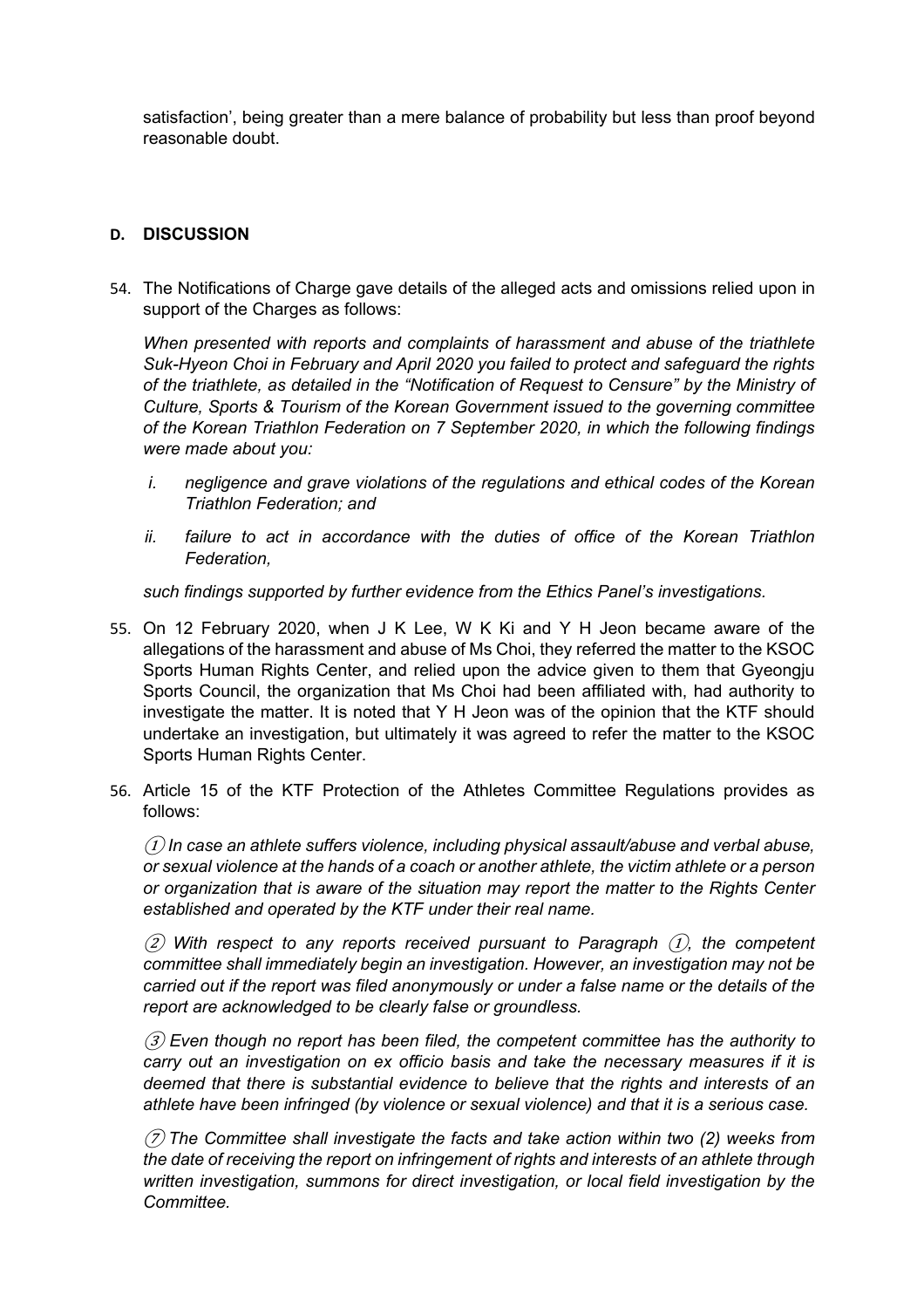satisfaction', being greater than a mere balance of probability but less than proof beyond reasonable doubt.

## D. DISCUSSION

54. The Notifications of Charge gave details of the alleged acts and omissions relied upon in support of the Charges as follows:

    *When presented with reports and complaints of harassment and abuse of the triathlete Suk-Hyeon Choi in February and April 2020 you failed to protect and safeguard the rights of the triathlete, as detailed in the "Notification of Request to Censure" by the Ministry of Culture, Sports & Tourism of the Korean Government issued to the governing committee of the Korean Triathlon Federation on 7 September 2020, in which the following findings were made about you:*

    *i. negligence and grave violations of the regulations and ethical codes of the Korean Triathlon Federation; and*

    *ii. failure to act in accordance with the duties of office of the Korean Triathlon Federation,*

    *such findings supported by further evidence from the Ethics Panel's investigations.*

55. On 12 February 2020, when J K Lee, W K Ki and Y H Jeon became aware of the allegations of the harassment and abuse of Ms Choi, they referred the matter to the KSOC Sports Human Rights Center, and relied upon the advice given to them that Gyeongju Sports Council, the organization that Ms Choi had been affiliated with, had authority to investigate the matter. It is noted that Y H Jeon was of the opinion that the KTF should undertake an investigation, but ultimately it was agreed to refer the matter to the KSOC Sports Human Rights Center.

56. Article 15 of the KTF Protection of the Athletes Committee Regulations provides as follows:

    *① In case an athlete suffers violence, including physical assault/abuse and verbal abuse, or sexual violence at the hands of a coach or another athlete, the victim athlete or a person or organization that is aware of the situation may report the matter to the Rights Center established and operated by the KTF under their real name.*

    *② With respect to any reports received pursuant to Paragraph ①, the competent committee shall immediately begin an investigation. However, an investigation may not be carried out if the report was filed anonymously or under a false name or the details of the report are acknowledged to be clearly false or groundless.*

    *③ Even though no report has been filed, the competent committee has the authority to carry out an investigation on ex officio basis and take the necessary measures if it is deemed that there is substantial evidence to believe that the rights and interests of an athlete have been infringed (by violence or sexual violence) and that it is a serious case.*

    *⑦ The Committee shall investigate the facts and take action within two (2) weeks from the date of receiving the report on infringement of rights and interests of an athlete through written investigation, summons for direct investigation, or local field investigation by the Committee.*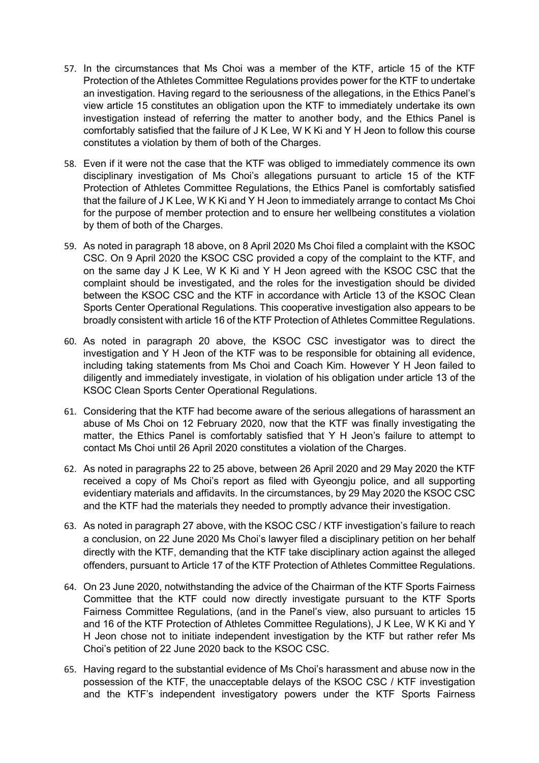57. In the circumstances that Ms Choi was a member of the KTF, article 15 of the KTF Protection of the Athletes Committee Regulations provides power for the KTF to undertake an investigation. Having regard to the seriousness of the allegations, in the Ethics Panel's view article 15 constitutes an obligation upon the KTF to immediately undertake its own investigation instead of referring the matter to another body, and the Ethics Panel is comfortably satisfied that the failure of J K Lee, W K Ki and Y H Jeon to follow this course constitutes a violation by them of both of the Charges.

58. Even if it were not the case that the KTF was obliged to immediately commence its own disciplinary investigation of Ms Choi's allegations pursuant to article 15 of the KTF Protection of Athletes Committee Regulations, the Ethics Panel is comfortably satisfied that the failure of J K Lee, W K Ki and Y H Jeon to immediately arrange to contact Ms Choi for the purpose of member protection and to ensure her wellbeing constitutes a violation by them of both of the Charges.

59. As noted in paragraph 18 above, on 8 April 2020 Ms Choi filed a complaint with the KSOC CSC. On 9 April 2020 the KSOC CSC provided a copy of the complaint to the KTF, and on the same day J K Lee, W K Ki and Y H Jeon agreed with the KSOC CSC that the complaint should be investigated, and the roles for the investigation should be divided between the KSOC CSC and the KTF in accordance with Article 13 of the KSOC Clean Sports Center Operational Regulations. This cooperative investigation also appears to be broadly consistent with article 16 of the KTF Protection of Athletes Committee Regulations.

60. As noted in paragraph 20 above, the KSOC CSC investigator was to direct the investigation and Y H Jeon of the KTF was to be responsible for obtaining all evidence, including taking statements from Ms Choi and Coach Kim. However Y H Jeon failed to diligently and immediately investigate, in violation of his obligation under article 13 of the KSOC Clean Sports Center Operational Regulations.

61. Considering that the KTF had become aware of the serious allegations of harassment an abuse of Ms Choi on 12 February 2020, now that the KTF was finally investigating the matter, the Ethics Panel is comfortably satisfied that Y H Jeon's failure to attempt to contact Ms Choi until 26 April 2020 constitutes a violation of the Charges.

62. As noted in paragraphs 22 to 25 above, between 26 April 2020 and 29 May 2020 the KTF received a copy of Ms Choi's report as filed with Gyeongju police, and all supporting evidentiary materials and affidavits. In the circumstances, by 29 May 2020 the KSOC CSC and the KTF had the materials they needed to promptly advance their investigation.

63. As noted in paragraph 27 above, with the KSOC CSC / KTF investigation's failure to reach a conclusion, on 22 June 2020 Ms Choi's lawyer filed a disciplinary petition on her behalf directly with the KTF, demanding that the KTF take disciplinary action against the alleged offenders, pursuant to Article 17 of the KTF Protection of Athletes Committee Regulations.

64. On 23 June 2020, notwithstanding the advice of the Chairman of the KTF Sports Fairness Committee that the KTF could now directly investigate pursuant to the KTF Sports Fairness Committee Regulations, (and in the Panel's view, also pursuant to articles 15 and 16 of the KTF Protection of Athletes Committee Regulations), J K Lee, W K Ki and Y H Jeon chose not to initiate independent investigation by the KTF but rather refer Ms Choi's petition of 22 June 2020 back to the KSOC CSC.

65. Having regard to the substantial evidence of Ms Choi's harassment and abuse now in the possession of the KTF, the unacceptable delays of the KSOC CSC / KTF investigation and the KTF's independent investigatory powers under the KTF Sports Fairness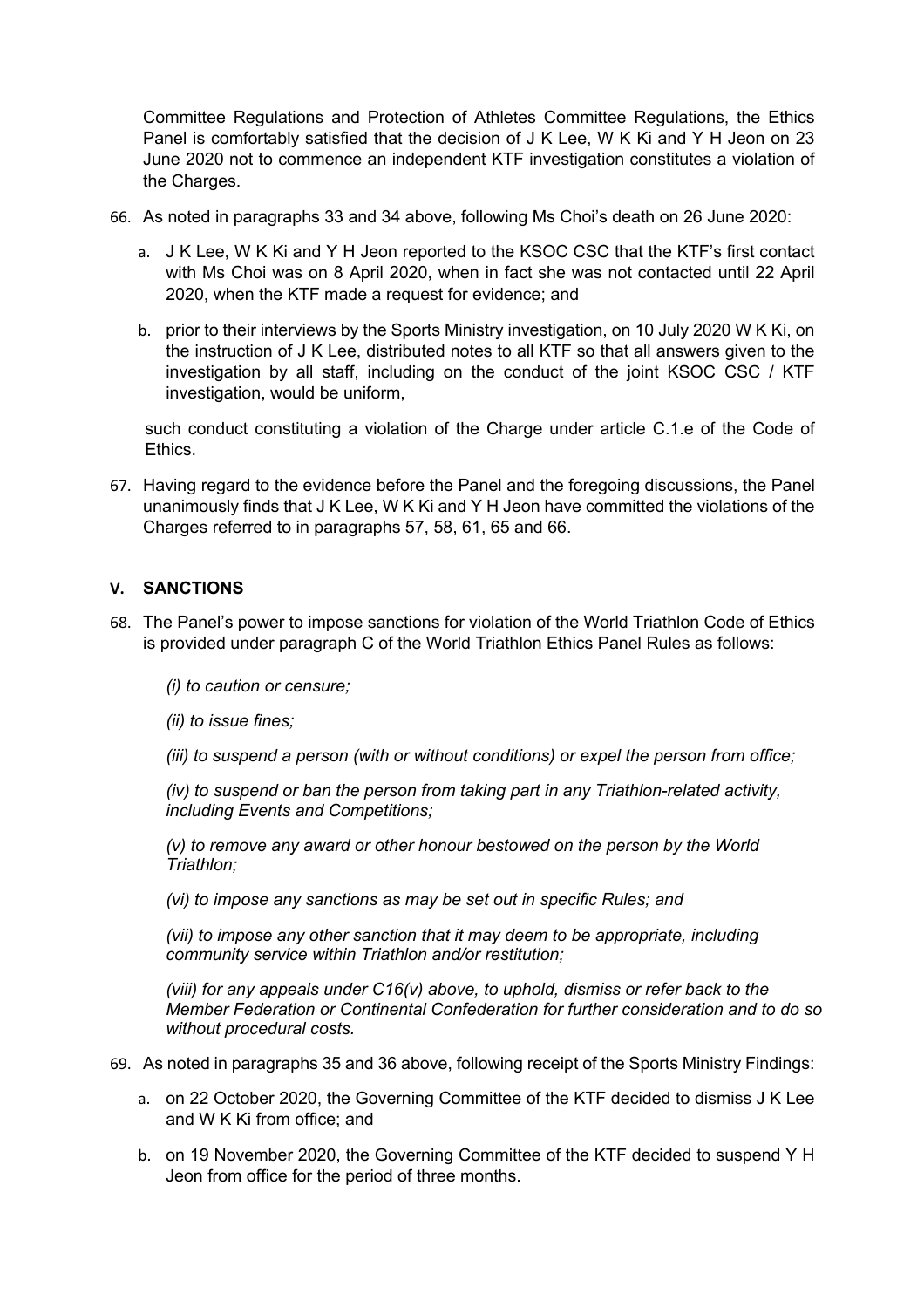Committee Regulations and Protection of Athletes Committee Regulations, the Ethics Panel is comfortably satisfied that the decision of J K Lee, W K Ki and Y H Jeon on 23 June 2020 not to commence an independent KTF investigation constitutes a violation of the Charges.

66. As noted in paragraphs 33 and 34 above, following Ms Choi's death on 26 June 2020:

    a. J K Lee, W K Ki and Y H Jeon reported to the KSOC CSC that the KTF's first contact with Ms Choi was on 8 April 2020, when in fact she was not contacted until 22 April 2020, when the KTF made a request for evidence; and

    b. prior to their interviews by the Sports Ministry investigation, on 10 July 2020 W K Ki, on the instruction of J K Lee, distributed notes to all KTF so that all answers given to the investigation by all staff, including on the conduct of the joint KSOC CSC / KTF investigation, would be uniform,

    such conduct constituting a violation of the Charge under article C.1.e of the Code of Ethics.

67. Having regard to the evidence before the Panel and the foregoing discussions, the Panel unanimously finds that J K Lee, W K Ki and Y H Jeon have committed the violations of the Charges referred to in paragraphs 57, 58, 61, 65 and 66.

## V. SANCTIONS

68. The Panel's power to impose sanctions for violation of the World Triathlon Code of Ethics is provided under paragraph C of the World Triathlon Ethics Panel Rules as follows:

    *(i) to caution or censure;*

    *(ii) to issue fines;*

    *(iii) to suspend a person (with or without conditions) or expel the person from office;*

    *(iv) to suspend or ban the person from taking part in any Triathlon-related activity, including Events and Competitions;*

    *(v) to remove any award or other honour bestowed on the person by the World Triathlon;*

    *(vi) to impose any sanctions as may be set out in specific Rules; and*

    *(vii) to impose any other sanction that it may deem to be appropriate, including community service within Triathlon and/or restitution;*

    *(viii) for any appeals under C16(v) above, to uphold, dismiss or refer back to the Member Federation or Continental Confederation for further consideration and to do so without procedural costs.*

69. As noted in paragraphs 35 and 36 above, following receipt of the Sports Ministry Findings:

    a. on 22 October 2020, the Governing Committee of the KTF decided to dismiss J K Lee and W K Ki from office; and

    b. on 19 November 2020, the Governing Committee of the KTF decided to suspend Y H Jeon from office for the period of three months.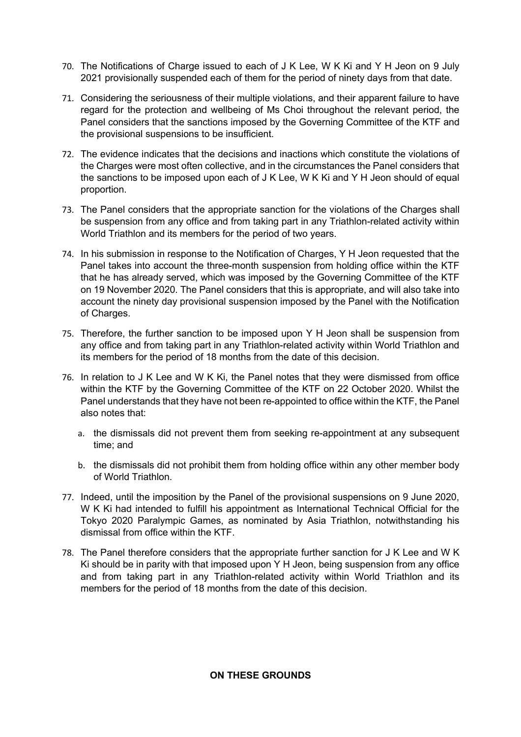70. The Notifications of Charge issued to each of J K Lee, W K Ki and Y H Jeon on 9 July 2021 provisionally suspended each of them for the period of ninety days from that date.

71. Considering the seriousness of their multiple violations, and their apparent failure to have regard for the protection and wellbeing of Ms Choi throughout the relevant period, the Panel considers that the sanctions imposed by the Governing Committee of the KTF and the provisional suspensions to be insufficient.

72. The evidence indicates that the decisions and inactions which constitute the violations of the Charges were most often collective, and in the circumstances the Panel considers that the sanctions to be imposed upon each of J K Lee, W K Ki and Y H Jeon should of equal proportion.

73. The Panel considers that the appropriate sanction for the violations of the Charges shall be suspension from any office and from taking part in any Triathlon-related activity within World Triathlon and its members for the period of two years.

74. In his submission in response to the Notification of Charges, Y H Jeon requested that the Panel takes into account the three-month suspension from holding office within the KTF that he has already served, which was imposed by the Governing Committee of the KTF on 19 November 2020. The Panel considers that this is appropriate, and will also take into account the ninety day provisional suspension imposed by the Panel with the Notification of Charges.

75. Therefore, the further sanction to be imposed upon Y H Jeon shall be suspension from any office and from taking part in any Triathlon-related activity within World Triathlon and its members for the period of 18 months from the date of this decision.

76. In relation to J K Lee and W K Ki, the Panel notes that they were dismissed from office within the KTF by the Governing Committee of the KTF on 22 October 2020. Whilst the Panel understands that they have not been re-appointed to office within the KTF, the Panel also notes that:

    a. the dismissals did not prevent them from seeking re-appointment at any subsequent time; and

    b. the dismissals did not prohibit them from holding office within any other member body of World Triathlon.

77. Indeed, until the imposition by the Panel of the provisional suspensions on 9 June 2020, W K Ki had intended to fulfill his appointment as International Technical Official for the Tokyo 2020 Paralympic Games, as nominated by Asia Triathlon, notwithstanding his dismissal from office within the KTF.

78. The Panel therefore considers that the appropriate further sanction for J K Lee and W K Ki should be in parity with that imposed upon Y H Jeon, being suspension from any office and from taking part in any Triathlon-related activity within World Triathlon and its members for the period of 18 months from the date of this decision.

**ON THESE GROUNDS**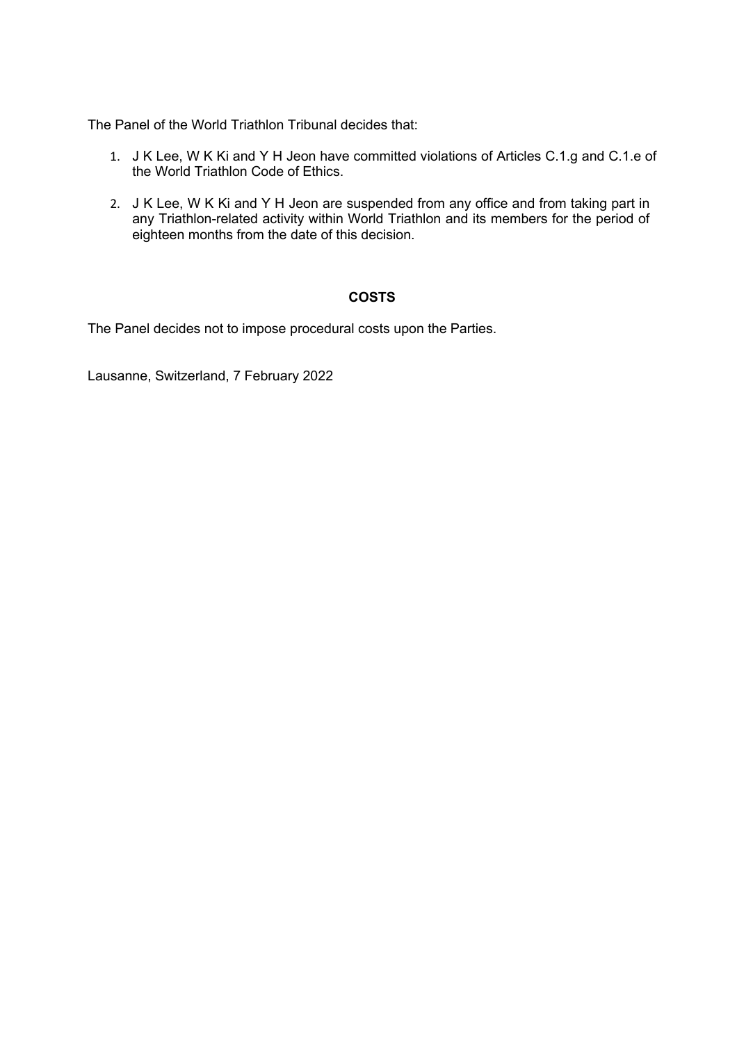The Panel of the World Triathlon Tribunal decides that:

1. J K Lee, W K Ki and Y H Jeon have committed violations of Articles C.1.g and C.1.e of the World Triathlon Code of Ethics.
2. J K Lee, W K Ki and Y H Jeon are suspended from any office and from taking part in any Triathlon-related activity within World Triathlon and its members for the period of eighteen months from the date of this decision.

## COSTS

The Panel decides not to impose procedural costs upon the Parties.

Lausanne, Switzerland, 7 February 2022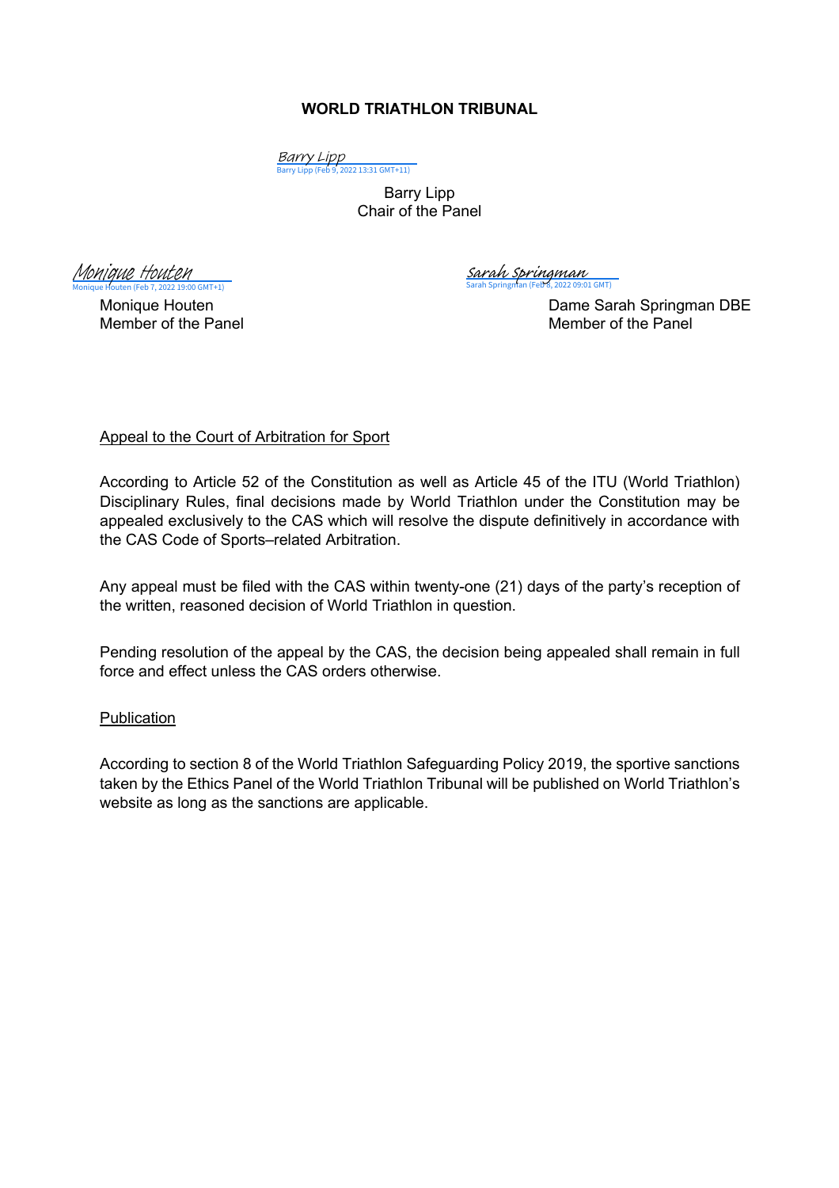**WORLD TRIATHLON TRIBUNAL**

Barry Lipp
Barry Lipp (Feb 9, 2022 13:31 GMT+11)

Barry Lipp
Chair of the Panel

Monique Houten
Monique Houten (Feb 7, 2022 19:00 GMT+1)

Monique Houten
Member of the Panel

Sarah Springman
Sarah Springman (Feb 8, 2022 09:01 GMT)

Dame Sarah Springman DBE
Member of the Panel

Appeal to the Court of Arbitration for Sport

According to Article 52 of the Constitution as well as Article 45 of the ITU (World Triathlon) Disciplinary Rules, final decisions made by World Triathlon under the Constitution may be appealed exclusively to the CAS which will resolve the dispute definitively in accordance with the CAS Code of Sports–related Arbitration.

Any appeal must be filed with the CAS within twenty-one (21) days of the party's reception of the written, reasoned decision of World Triathlon in question.

Pending resolution of the appeal by the CAS, the decision being appealed shall remain in full force and effect unless the CAS orders otherwise.

Publication

According to section 8 of the World Triathlon Safeguarding Policy 2019, the sportive sanctions taken by the Ethics Panel of the World Triathlon Tribunal will be published on World Triathlon's website as long as the sanctions are applicable.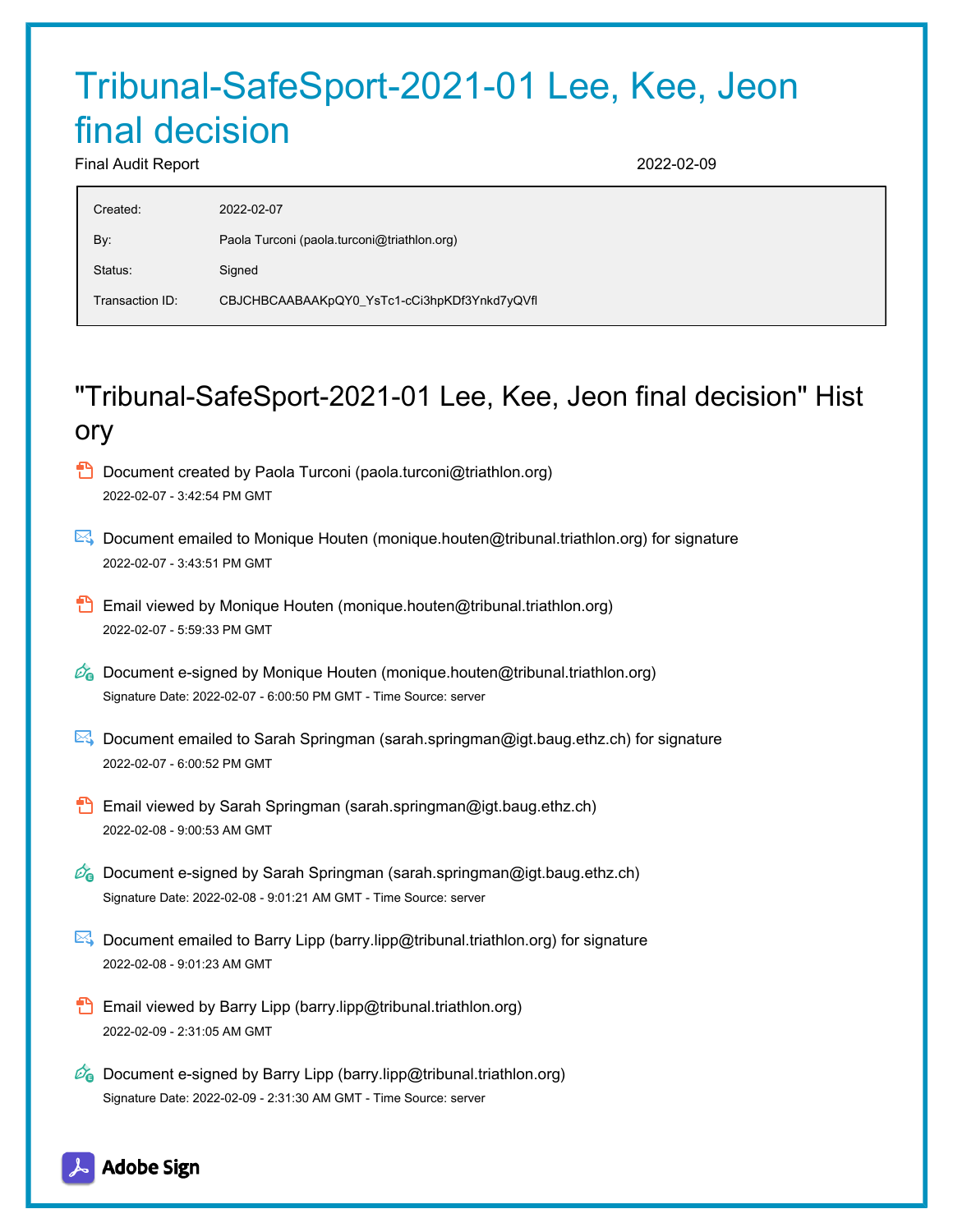# Tribunal-SafeSport-2021-01 Lee, Kee, Jeon final decision

Final Audit Report 2022-02-09

| | |
|---|---|
| Created: | 2022-02-07 |
| By: | Paola Turconi (paola.turconi@triathlon.org) |
| Status: | Signed |
| Transaction ID: | CBJCHBCAABAAKpQY0_YsTc1-cCi3hpKDf3Ynkd7yQVfl |

## "Tribunal-SafeSport-2021-01 Lee, Kee, Jeon final decision" History

- Document created by Paola Turconi (paola.turconi@triathlon.org)
  2022-02-07 - 3:42:54 PM GMT

- Document emailed to Monique Houten (monique.houten@tribunal.triathlon.org) for signature
  2022-02-07 - 3:43:51 PM GMT

- Email viewed by Monique Houten (monique.houten@tribunal.triathlon.org)
  2022-02-07 - 5:59:33 PM GMT

- Document e-signed by Monique Houten (monique.houten@tribunal.triathlon.org)
  Signature Date: 2022-02-07 - 6:00:50 PM GMT - Time Source: server

- Document emailed to Sarah Springman (sarah.springman@igt.baug.ethz.ch) for signature
  2022-02-07 - 6:00:52 PM GMT

- Email viewed by Sarah Springman (sarah.springman@igt.baug.ethz.ch)
  2022-02-08 - 9:00:53 AM GMT

- Document e-signed by Sarah Springman (sarah.springman@igt.baug.ethz.ch)
  Signature Date: 2022-02-08 - 9:01:21 AM GMT - Time Source: server

- Document emailed to Barry Lipp (barry.lipp@tribunal.triathlon.org) for signature
  2022-02-08 - 9:01:23 AM GMT

- Email viewed by Barry Lipp (barry.lipp@tribunal.triathlon.org)
  2022-02-09 - 2:31:05 AM GMT

- Document e-signed by Barry Lipp (barry.lipp@tribunal.triathlon.org)
  Signature Date: 2022-02-09 - 2:31:30 AM GMT - Time Source: server

Adobe Sign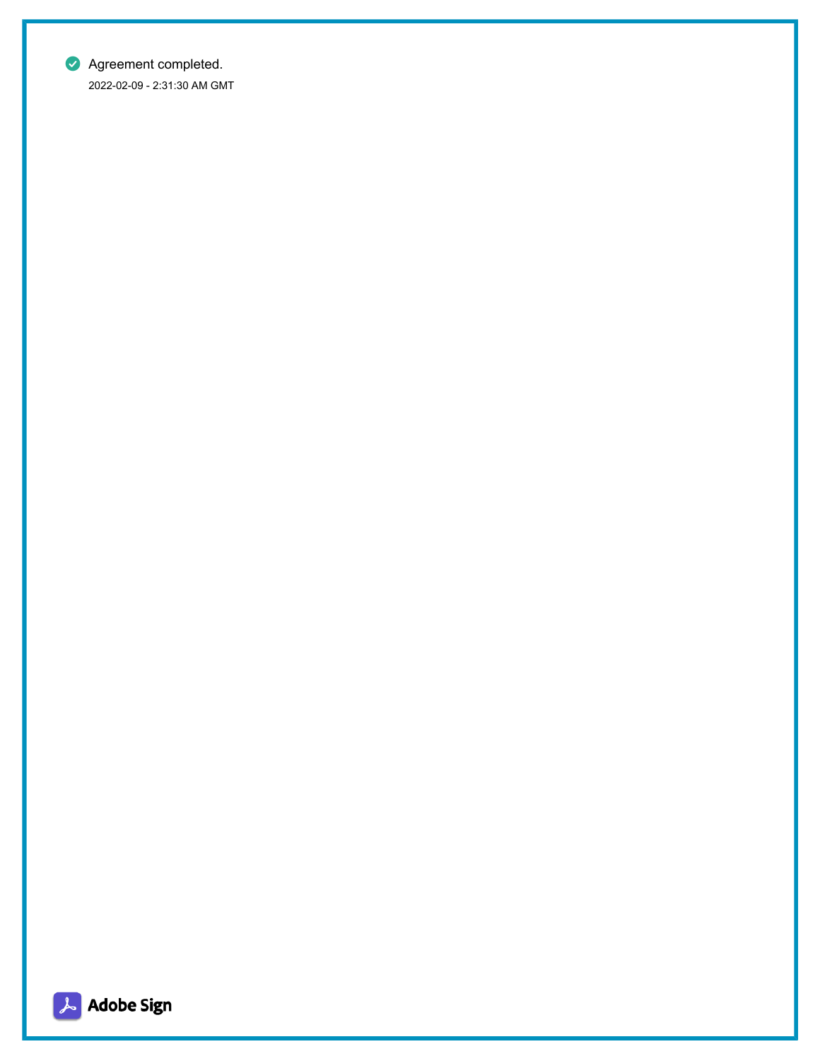Agreement completed.

2022-02-09 - 2:31:30 AM GMT

Adobe Sign